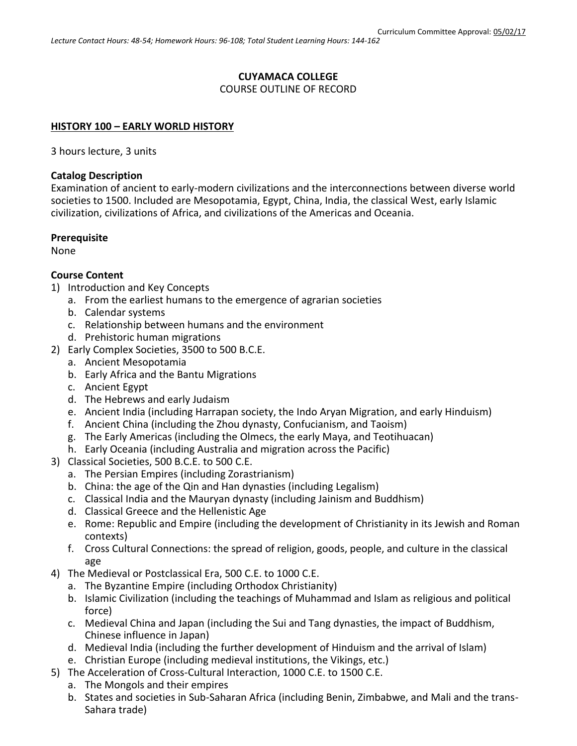Curriculum Committee Approval: 05/02/17

*Lecture Contact Hours: 48-54; Homework Hours: 96-108; Total Student Learning Hours: 144-162*

**CUYAMACA COLLEGE**
COURSE OUTLINE OF RECORD

## HISTORY 100 – EARLY WORLD HISTORY

3 hours lecture, 3 units

**Catalog Description**
Examination of ancient to early-modern civilizations and the interconnections between diverse world societies to 1500. Included are Mesopotamia, Egypt, China, India, the classical West, early Islamic civilization, civilizations of Africa, and civilizations of the Americas and Oceania.

**Prerequisite**
None

**Course Content**

1) Introduction and Key Concepts
   a. From the earliest humans to the emergence of agrarian societies
   b. Calendar systems
   c. Relationship between humans and the environment
   d. Prehistoric human migrations
2) Early Complex Societies, 3500 to 500 B.C.E.
   a. Ancient Mesopotamia
   b. Early Africa and the Bantu Migrations
   c. Ancient Egypt
   d. The Hebrews and early Judaism
   e. Ancient India (including Harrapan society, the Indo Aryan Migration, and early Hinduism)
   f. Ancient China (including the Zhou dynasty, Confucianism, and Taoism)
   g. The Early Americas (including the Olmecs, the early Maya, and Teotihuacan)
   h. Early Oceania (including Australia and migration across the Pacific)
3) Classical Societies, 500 B.C.E. to 500 C.E.
   a. The Persian Empires (including Zorastrianism)
   b. China: the age of the Qin and Han dynasties (including Legalism)
   c. Classical India and the Mauryan dynasty (including Jainism and Buddhism)
   d. Classical Greece and the Hellenistic Age
   e. Rome: Republic and Empire (including the development of Christianity in its Jewish and Roman contexts)
   f. Cross Cultural Connections: the spread of religion, goods, people, and culture in the classical age
4) The Medieval or Postclassical Era, 500 C.E. to 1000 C.E.
   a. The Byzantine Empire (including Orthodox Christianity)
   b. Islamic Civilization (including the teachings of Muhammad and Islam as religious and political force)
   c. Medieval China and Japan (including the Sui and Tang dynasties, the impact of Buddhism, Chinese influence in Japan)
   d. Medieval India (including the further development of Hinduism and the arrival of Islam)
   e. Christian Europe (including medieval institutions, the Vikings, etc.)
5) The Acceleration of Cross-Cultural Interaction, 1000 C.E. to 1500 C.E.
   a. The Mongols and their empires
   b. States and societies in Sub-Saharan Africa (including Benin, Zimbabwe, and Mali and the trans-Sahara trade)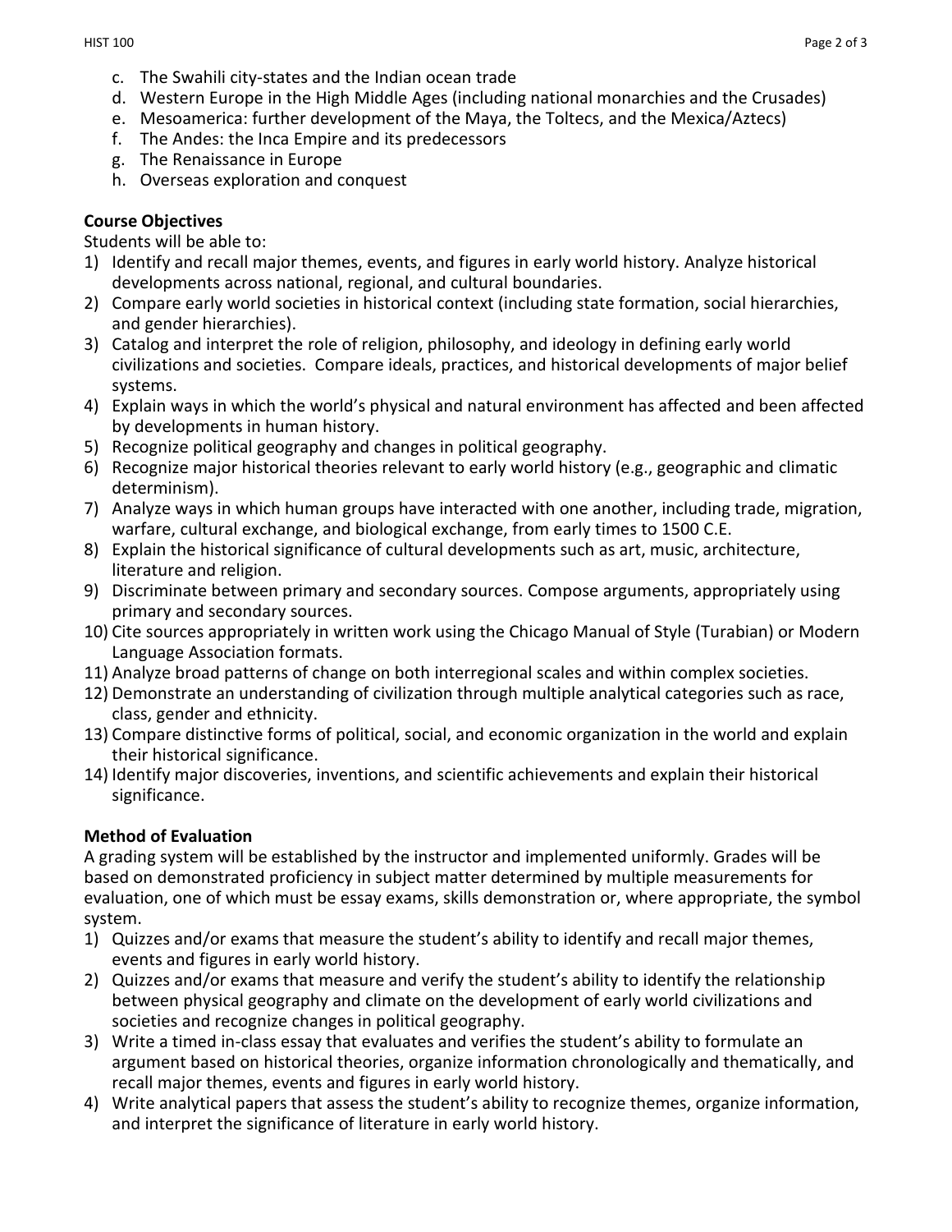c. The Swahili city-states and the Indian ocean trade
d. Western Europe in the High Middle Ages (including national monarchies and the Crusades)
e. Mesoamerica: further development of the Maya, the Toltecs, and the Mexica/Aztecs)
f. The Andes: the Inca Empire and its predecessors
g. The Renaissance in Europe
h. Overseas exploration and conquest

**Course Objectives**

Students will be able to:

1) Identify and recall major themes, events, and figures in early world history. Analyze historical developments across national, regional, and cultural boundaries.
2) Compare early world societies in historical context (including state formation, social hierarchies, and gender hierarchies).
3) Catalog and interpret the role of religion, philosophy, and ideology in defining early world civilizations and societies. Compare ideals, practices, and historical developments of major belief systems.
4) Explain ways in which the world's physical and natural environment has affected and been affected by developments in human history.
5) Recognize political geography and changes in political geography.
6) Recognize major historical theories relevant to early world history (e.g., geographic and climatic determinism).
7) Analyze ways in which human groups have interacted with one another, including trade, migration, warfare, cultural exchange, and biological exchange, from early times to 1500 C.E.
8) Explain the historical significance of cultural developments such as art, music, architecture, literature and religion.
9) Discriminate between primary and secondary sources. Compose arguments, appropriately using primary and secondary sources.
10) Cite sources appropriately in written work using the Chicago Manual of Style (Turabian) or Modern Language Association formats.
11) Analyze broad patterns of change on both interregional scales and within complex societies.
12) Demonstrate an understanding of civilization through multiple analytical categories such as race, class, gender and ethnicity.
13) Compare distinctive forms of political, social, and economic organization in the world and explain their historical significance.
14) Identify major discoveries, inventions, and scientific achievements and explain their historical significance.

**Method of Evaluation**

A grading system will be established by the instructor and implemented uniformly. Grades will be based on demonstrated proficiency in subject matter determined by multiple measurements for evaluation, one of which must be essay exams, skills demonstration or, where appropriate, the symbol system.

1) Quizzes and/or exams that measure the student's ability to identify and recall major themes, events and figures in early world history.
2) Quizzes and/or exams that measure and verify the student's ability to identify the relationship between physical geography and climate on the development of early world civilizations and societies and recognize changes in political geography.
3) Write a timed in-class essay that evaluates and verifies the student's ability to formulate an argument based on historical theories, organize information chronologically and thematically, and recall major themes, events and figures in early world history.
4) Write analytical papers that assess the student's ability to recognize themes, organize information, and interpret the significance of literature in early world history.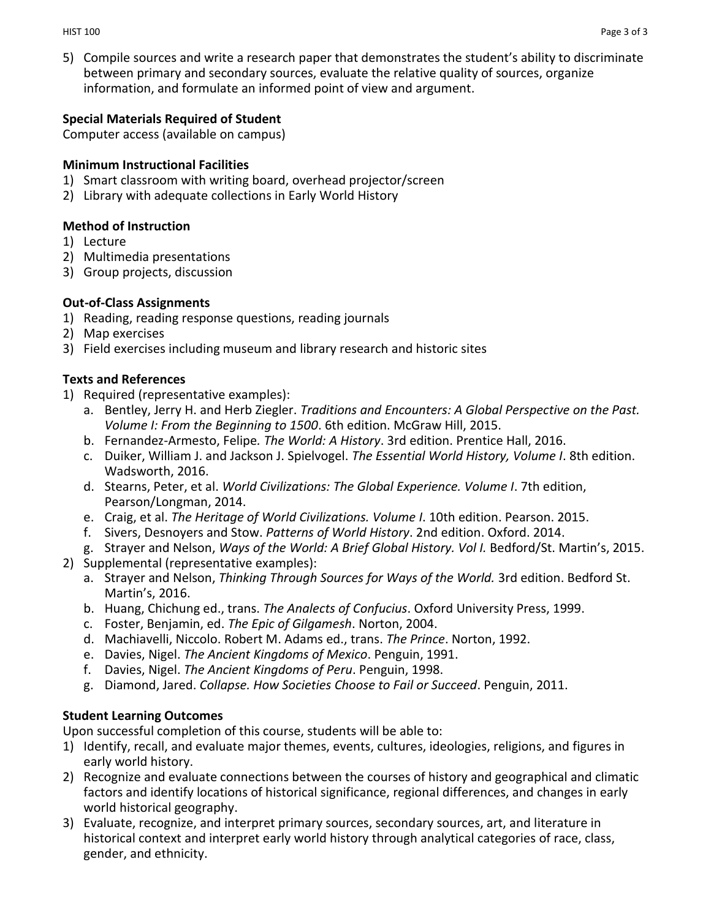5) Compile sources and write a research paper that demonstrates the student's ability to discriminate between primary and secondary sources, evaluate the relative quality of sources, organize information, and formulate an informed point of view and argument.

**Special Materials Required of Student**

Computer access (available on campus)

**Minimum Instructional Facilities**

1) Smart classroom with writing board, overhead projector/screen
2) Library with adequate collections in Early World History

**Method of Instruction**

1) Lecture
2) Multimedia presentations
3) Group projects, discussion

**Out-of-Class Assignments**

1) Reading, reading response questions, reading journals
2) Map exercises
3) Field exercises including museum and library research and historic sites

**Texts and References**

1) Required (representative examples):
   a. Bentley, Jerry H. and Herb Ziegler. *Traditions and Encounters: A Global Perspective on the Past. Volume I: From the Beginning to 1500*. 6th edition. McGraw Hill, 2015.
   b. Fernandez-Armesto, Felipe*. The World: A History*. 3rd edition. Prentice Hall, 2016.
   c. Duiker, William J. and Jackson J. Spielvogel. *The Essential World History, Volume I*. 8th edition. Wadsworth, 2016.
   d. Stearns, Peter, et al. *World Civilizations: The Global Experience. Volume I*. 7th edition, Pearson/Longman, 2014.
   e. Craig, et al. *The Heritage of World Civilizations. Volume I*. 10th edition. Pearson. 2015.
   f. Sivers, Desnoyers and Stow. *Patterns of World History*. 2nd edition. Oxford. 2014.
   g. Strayer and Nelson, *Ways of the World: A Brief Global History. Vol I.* Bedford/St. Martin's, 2015.
2) Supplemental (representative examples):
   a. Strayer and Nelson, *Thinking Through Sources for Ways of the World.* 3rd edition. Bedford St. Martin's, 2016.
   b. Huang, Chichung ed., trans. *The Analects of Confucius*. Oxford University Press, 1999.
   c. Foster, Benjamin, ed. *The Epic of Gilgamesh*. Norton, 2004.
   d. Machiavelli, Niccolo. Robert M. Adams ed., trans. *The Prince*. Norton, 1992.
   e. Davies, Nigel. *The Ancient Kingdoms of Mexico*. Penguin, 1991.
   f. Davies, Nigel. *The Ancient Kingdoms of Peru*. Penguin, 1998.
   g. Diamond, Jared. *Collapse. How Societies Choose to Fail or Succeed*. Penguin, 2011.

**Student Learning Outcomes**

Upon successful completion of this course, students will be able to:

1) Identify, recall, and evaluate major themes, events, cultures, ideologies, religions, and figures in early world history.
2) Recognize and evaluate connections between the courses of history and geographical and climatic factors and identify locations of historical significance, regional differences, and changes in early world historical geography.
3) Evaluate, recognize, and interpret primary sources, secondary sources, art, and literature in historical context and interpret early world history through analytical categories of race, class, gender, and ethnicity.